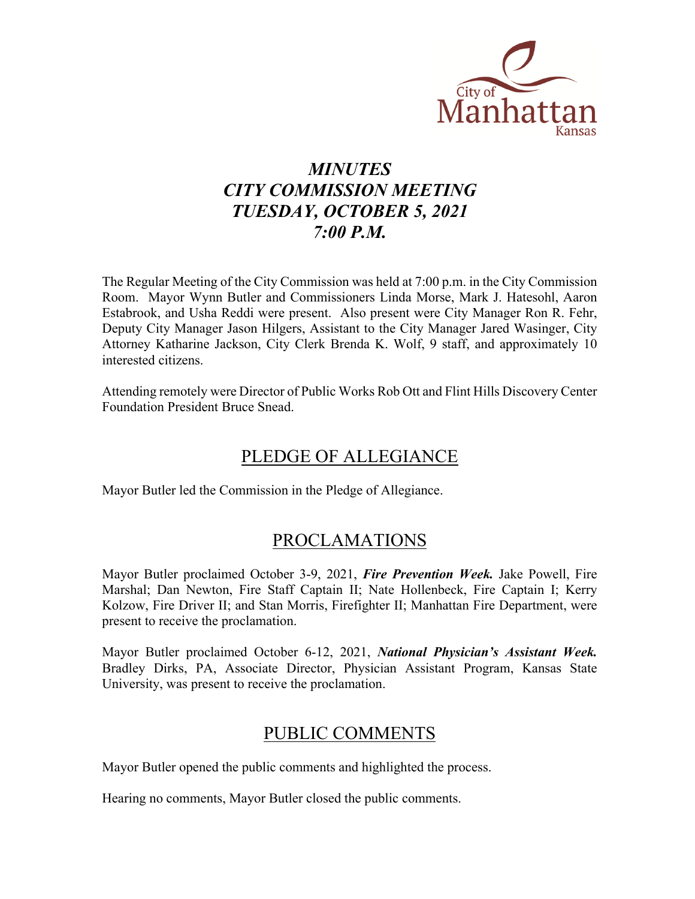City of Manhattan Kansas

# *MINUTES*
# *CITY COMMISSION MEETING*
# *TUESDAY, OCTOBER 5, 2021*
# *7:00 P.M.*

The Regular Meeting of the City Commission was held at 7:00 p.m. in the City Commission Room. Mayor Wynn Butler and Commissioners Linda Morse, Mark J. Hatesohl, Aaron Estabrook, and Usha Reddi were present. Also present were City Manager Ron R. Fehr, Deputy City Manager Jason Hilgers, Assistant to the City Manager Jared Wasinger, City Attorney Katharine Jackson, City Clerk Brenda K. Wolf, 9 staff, and approximately 10 interested citizens.

Attending remotely were Director of Public Works Rob Ott and Flint Hills Discovery Center Foundation President Bruce Snead.

## PLEDGE OF ALLEGIANCE

Mayor Butler led the Commission in the Pledge of Allegiance.

## PROCLAMATIONS

Mayor Butler proclaimed October 3-9, 2021, ***Fire Prevention Week.*** Jake Powell, Fire Marshal; Dan Newton, Fire Staff Captain II; Nate Hollenbeck, Fire Captain I; Kerry Kolzow, Fire Driver II; and Stan Morris, Firefighter II; Manhattan Fire Department, were present to receive the proclamation.

Mayor Butler proclaimed October 6-12, 2021, ***National Physician's Assistant Week.*** Bradley Dirks, PA, Associate Director, Physician Assistant Program, Kansas State University, was present to receive the proclamation.

## PUBLIC COMMENTS

Mayor Butler opened the public comments and highlighted the process.

Hearing no comments, Mayor Butler closed the public comments.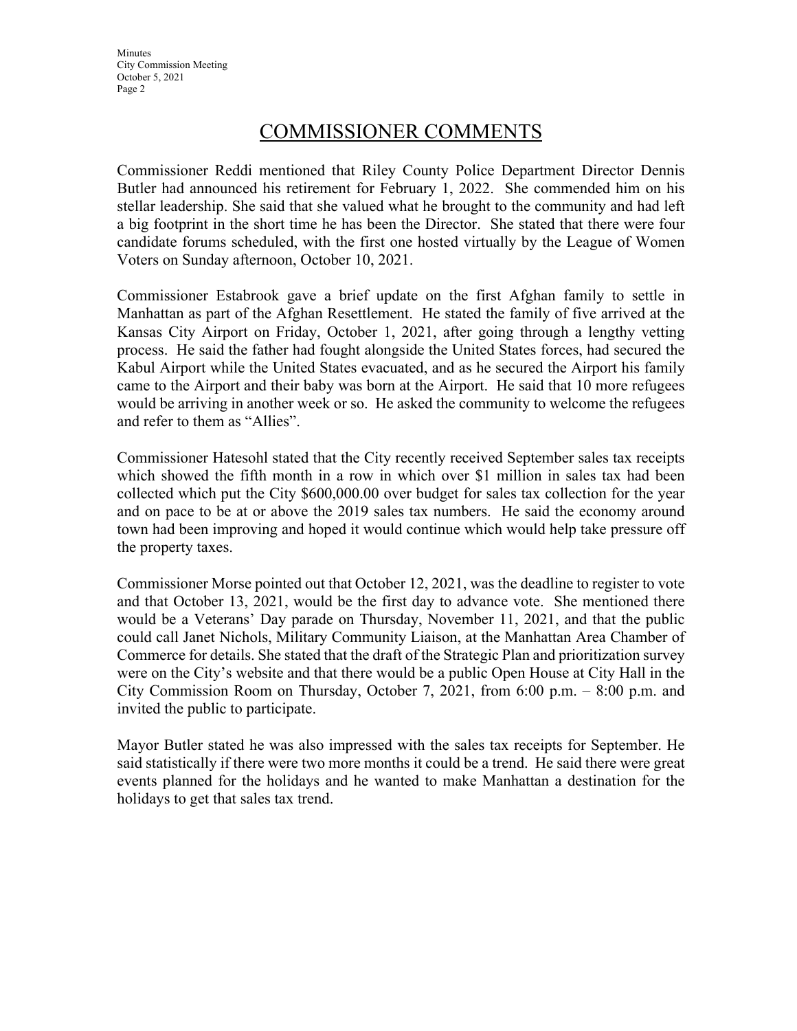## COMMISSIONER COMMENTS

Commissioner Reddi mentioned that Riley County Police Department Director Dennis Butler had announced his retirement for February 1, 2022. She commended him on his stellar leadership. She said that she valued what he brought to the community and had left a big footprint in the short time he has been the Director. She stated that there were four candidate forums scheduled, with the first one hosted virtually by the League of Women Voters on Sunday afternoon, October 10, 2021.

Commissioner Estabrook gave a brief update on the first Afghan family to settle in Manhattan as part of the Afghan Resettlement. He stated the family of five arrived at the Kansas City Airport on Friday, October 1, 2021, after going through a lengthy vetting process. He said the father had fought alongside the United States forces, had secured the Kabul Airport while the United States evacuated, and as he secured the Airport his family came to the Airport and their baby was born at the Airport. He said that 10 more refugees would be arriving in another week or so. He asked the community to welcome the refugees and refer to them as "Allies".

Commissioner Hatesohl stated that the City recently received September sales tax receipts which showed the fifth month in a row in which over $1 million in sales tax had been collected which put the City $600,000.00 over budget for sales tax collection for the year and on pace to be at or above the 2019 sales tax numbers. He said the economy around town had been improving and hoped it would continue which would help take pressure off the property taxes.

Commissioner Morse pointed out that October 12, 2021, was the deadline to register to vote and that October 13, 2021, would be the first day to advance vote. She mentioned there would be a Veterans' Day parade on Thursday, November 11, 2021, and that the public could call Janet Nichols, Military Community Liaison, at the Manhattan Area Chamber of Commerce for details. She stated that the draft of the Strategic Plan and prioritization survey were on the City's website and that there would be a public Open House at City Hall in the City Commission Room on Thursday, October 7, 2021, from 6:00 p.m. – 8:00 p.m. and invited the public to participate.

Mayor Butler stated he was also impressed with the sales tax receipts for September. He said statistically if there were two more months it could be a trend. He said there were great events planned for the holidays and he wanted to make Manhattan a destination for the holidays to get that sales tax trend.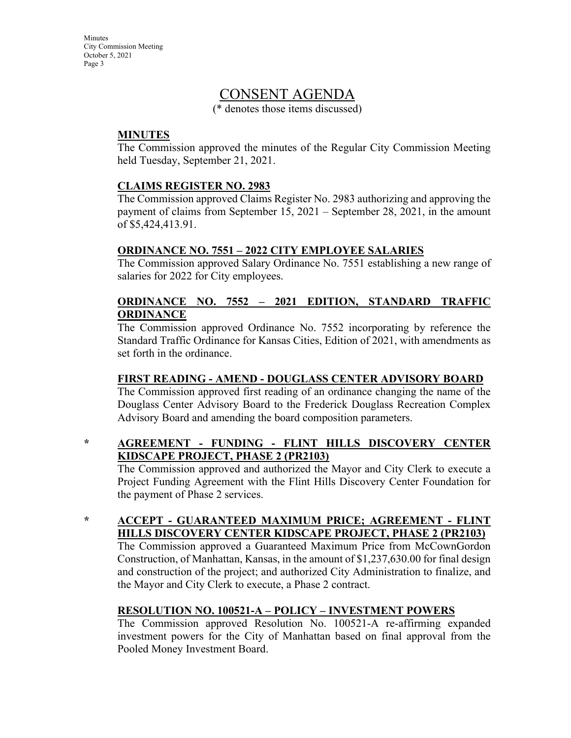# CONSENT AGENDA

(* denotes those items discussed)

**MINUTES**

The Commission approved the minutes of the Regular City Commission Meeting held Tuesday, September 21, 2021.

**CLAIMS REGISTER NO. 2983**

The Commission approved Claims Register No. 2983 authorizing and approving the payment of claims from September 15, 2021 – September 28, 2021, in the amount of $5,424,413.91.

**ORDINANCE NO. 7551 – 2022 CITY EMPLOYEE SALARIES**

The Commission approved Salary Ordinance No. 7551 establishing a new range of salaries for 2022 for City employees.

**ORDINANCE NO. 7552 – 2021 EDITION, STANDARD TRAFFIC ORDINANCE**

The Commission approved Ordinance No. 7552 incorporating by reference the Standard Traffic Ordinance for Kansas Cities, Edition of 2021, with amendments as set forth in the ordinance.

**FIRST READING - AMEND - DOUGLASS CENTER ADVISORY BOARD**

The Commission approved first reading of an ordinance changing the name of the Douglass Center Advisory Board to the Frederick Douglass Recreation Complex Advisory Board and amending the board composition parameters.

\* **AGREEMENT - FUNDING - FLINT HILLS DISCOVERY CENTER KIDSCAPE PROJECT, PHASE 2 (PR2103)**

The Commission approved and authorized the Mayor and City Clerk to execute a Project Funding Agreement with the Flint Hills Discovery Center Foundation for the payment of Phase 2 services.

\* **ACCEPT - GUARANTEED MAXIMUM PRICE; AGREEMENT - FLINT HILLS DISCOVERY CENTER KIDSCAPE PROJECT, PHASE 2 (PR2103)**

The Commission approved a Guaranteed Maximum Price from McCownGordon Construction, of Manhattan, Kansas, in the amount of $1,237,630.00 for final design and construction of the project; and authorized City Administration to finalize, and the Mayor and City Clerk to execute, a Phase 2 contract.

**RESOLUTION NO. 100521-A – POLICY – INVESTMENT POWERS**

The Commission approved Resolution No. 100521-A re-affirming expanded investment powers for the City of Manhattan based on final approval from the Pooled Money Investment Board.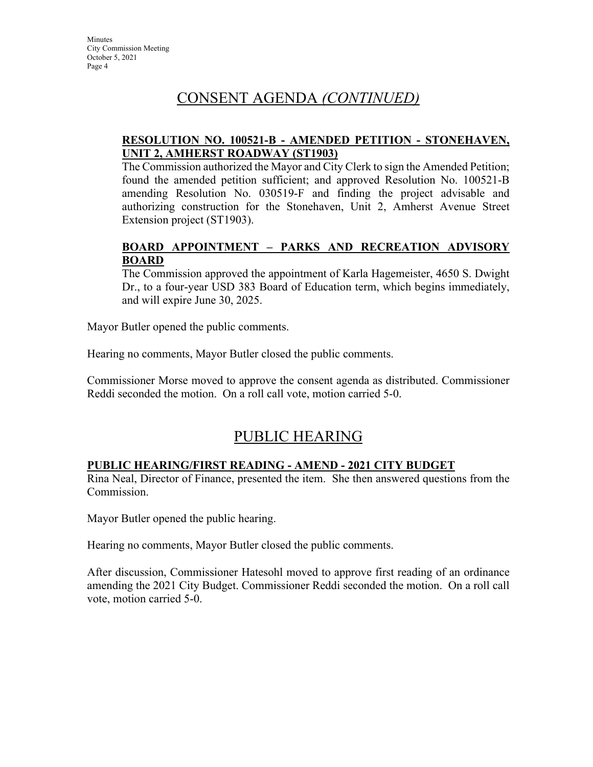## CONSENT AGENDA *(CONTINUED)*

**RESOLUTION NO. 100521-B - AMENDED PETITION - STONEHAVEN, UNIT 2, AMHERST ROADWAY (ST1903)**

The Commission authorized the Mayor and City Clerk to sign the Amended Petition; found the amended petition sufficient; and approved Resolution No. 100521-B amending Resolution No. 030519-F and finding the project advisable and authorizing construction for the Stonehaven, Unit 2, Amherst Avenue Street Extension project (ST1903).

**BOARD APPOINTMENT – PARKS AND RECREATION ADVISORY BOARD**

The Commission approved the appointment of Karla Hagemeister, 4650 S. Dwight Dr., to a four-year USD 383 Board of Education term, which begins immediately, and will expire June 30, 2025.

Mayor Butler opened the public comments.

Hearing no comments, Mayor Butler closed the public comments.

Commissioner Morse moved to approve the consent agenda as distributed. Commissioner Reddi seconded the motion. On a roll call vote, motion carried 5-0.

## PUBLIC HEARING

**PUBLIC HEARING/FIRST READING - AMEND - 2021 CITY BUDGET**

Rina Neal, Director of Finance, presented the item. She then answered questions from the Commission.

Mayor Butler opened the public hearing.

Hearing no comments, Mayor Butler closed the public comments.

After discussion, Commissioner Hatesohl moved to approve first reading of an ordinance amending the 2021 City Budget. Commissioner Reddi seconded the motion. On a roll call vote, motion carried 5-0.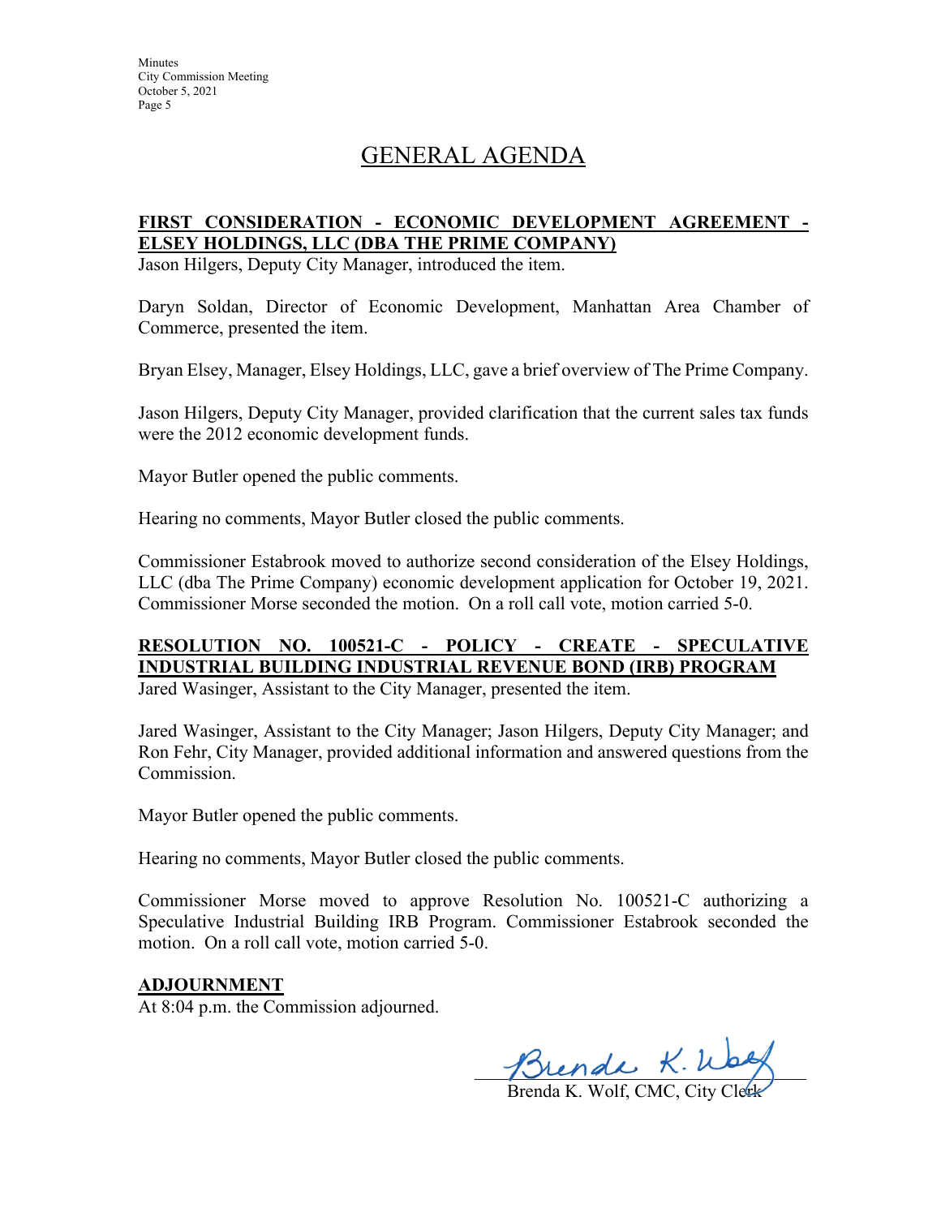# GENERAL AGENDA

**FIRST CONSIDERATION - ECONOMIC DEVELOPMENT AGREEMENT - ELSEY HOLDINGS, LLC (DBA THE PRIME COMPANY)**

Jason Hilgers, Deputy City Manager, introduced the item.

Daryn Soldan, Director of Economic Development, Manhattan Area Chamber of Commerce, presented the item.

Bryan Elsey, Manager, Elsey Holdings, LLC, gave a brief overview of The Prime Company.

Jason Hilgers, Deputy City Manager, provided clarification that the current sales tax funds were the 2012 economic development funds.

Mayor Butler opened the public comments.

Hearing no comments, Mayor Butler closed the public comments.

Commissioner Estabrook moved to authorize second consideration of the Elsey Holdings, LLC (dba The Prime Company) economic development application for October 19, 2021. Commissioner Morse seconded the motion. On a roll call vote, motion carried 5-0.

**RESOLUTION NO. 100521-C - POLICY - CREATE - SPECULATIVE INDUSTRIAL BUILDING INDUSTRIAL REVENUE BOND (IRB) PROGRAM**

Jared Wasinger, Assistant to the City Manager, presented the item.

Jared Wasinger, Assistant to the City Manager; Jason Hilgers, Deputy City Manager; and Ron Fehr, City Manager, provided additional information and answered questions from the Commission.

Mayor Butler opened the public comments.

Hearing no comments, Mayor Butler closed the public comments.

Commissioner Morse moved to approve Resolution No. 100521-C authorizing a Speculative Industrial Building IRB Program. Commissioner Estabrook seconded the motion. On a roll call vote, motion carried 5-0.

**ADJOURNMENT**

At 8:04 p.m. the Commission adjourned.

Brenda K. Wolf

Brenda K. Wolf, CMC, City Clerk